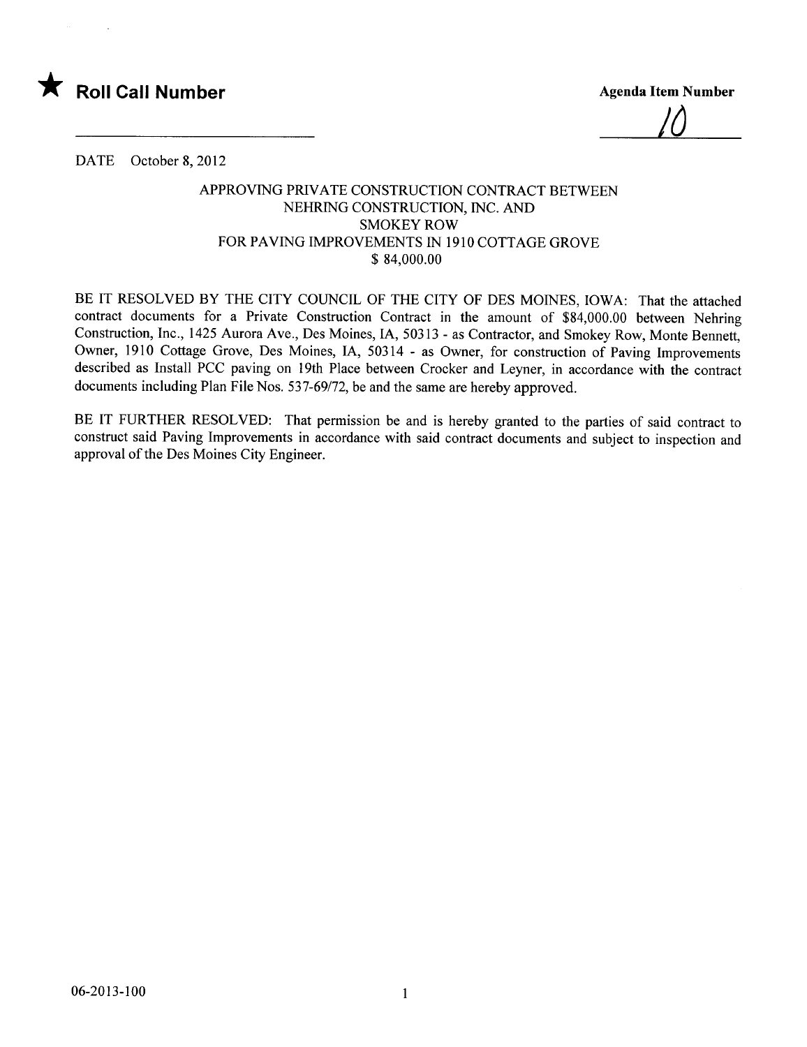★ **Roll Call Number**

**Agenda Item Number**

10

DATE October 8, 2012

APPROVING PRIVATE CONSTRUCTION CONTRACT BETWEEN
NEHRING CONSTRUCTION, INC. AND
SMOKEY ROW
FOR PAVING IMPROVEMENTS IN 1910 COTTAGE GROVE
$ 84,000.00

BE IT RESOLVED BY THE CITY COUNCIL OF THE CITY OF DES MOINES, IOWA: That the attached contract documents for a Private Construction Contract in the amount of $84,000.00 between Nehring Construction, Inc., 1425 Aurora Ave., Des Moines, IA, 50313 - as Contractor, and Smokey Row, Monte Bennett, Owner, 1910 Cottage Grove, Des Moines, IA, 50314 - as Owner, for construction of Paving Improvements described as Install PCC paving on 19th Place between Crocker and Leyner, in accordance with the contract documents including Plan File Nos. 537-69/72, be and the same are hereby approved.

BE IT FURTHER RESOLVED: That permission be and is hereby granted to the parties of said contract to construct said Paving Improvements in accordance with said contract documents and subject to inspection and approval of the Des Moines City Engineer.

06-2013-100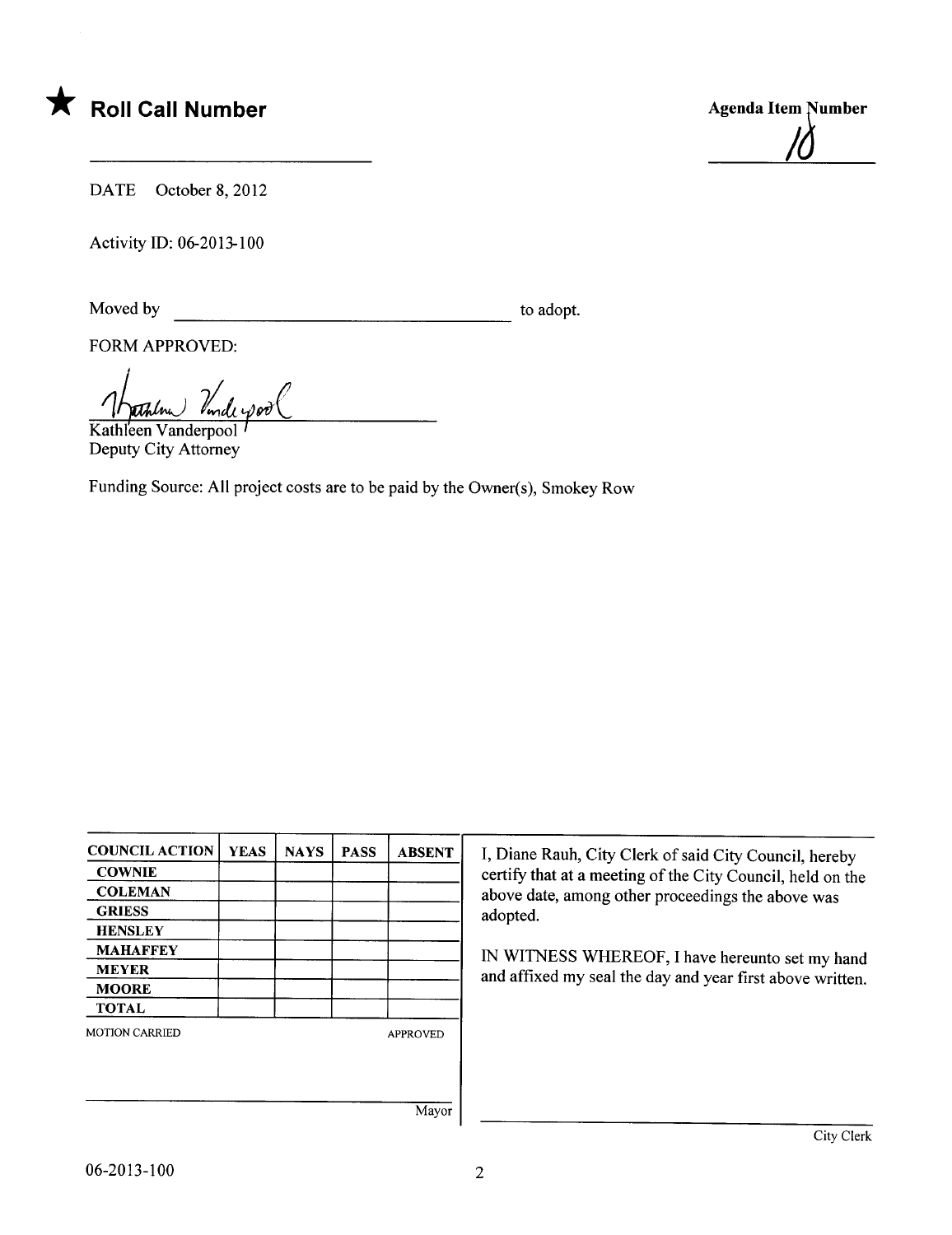★ **Roll Call Number**

**Agenda Item Number**

10

DATE October 8, 2012

Activity ID: 06-2013-100

Moved by ______________________ to adopt.

FORM APPROVED:

Kathleen Vanderpool
Deputy City Attorney

Funding Source: All project costs are to be paid by the Owner(s), Smokey Row

| COUNCIL ACTION | YEAS | NAYS | PASS | ABSENT |
|---|---|---|---|---|
| COWNIE | | | | |
| COLEMAN | | | | |
| GRIESS | | | | |
| HENSLEY | | | | |
| MAHAFFEY | | | | |
| MEYER | | | | |
| MOORE | | | | |
| TOTAL | | | | |

MOTION CARRIED APPROVED

______________________
Mayor

I, Diane Rauh, City Clerk of said City Council, hereby certify that at a meeting of the City Council, held on the above date, among other proceedings the above was adopted.

IN WITNESS WHEREOF, I have hereunto set my hand and affixed my seal the day and year first above written.

______________________
City Clerk

06-2013-100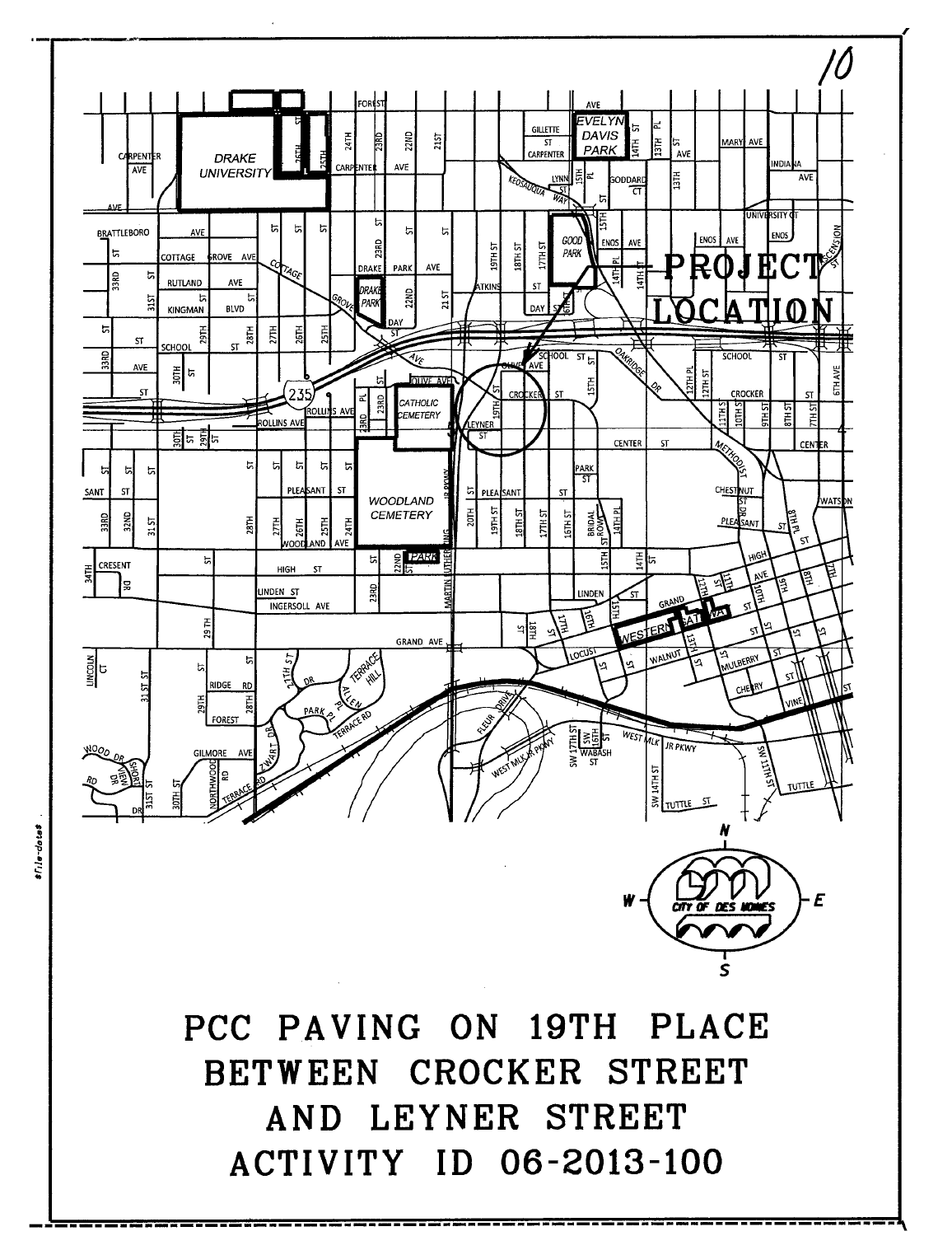10

PROJECT LOCATION

CITY OF DES MOINES

# PCC PAVING ON 19TH PLACE BETWEEN CROCKER STREET AND LEYNER STREET ACTIVITY ID 06-2013-100